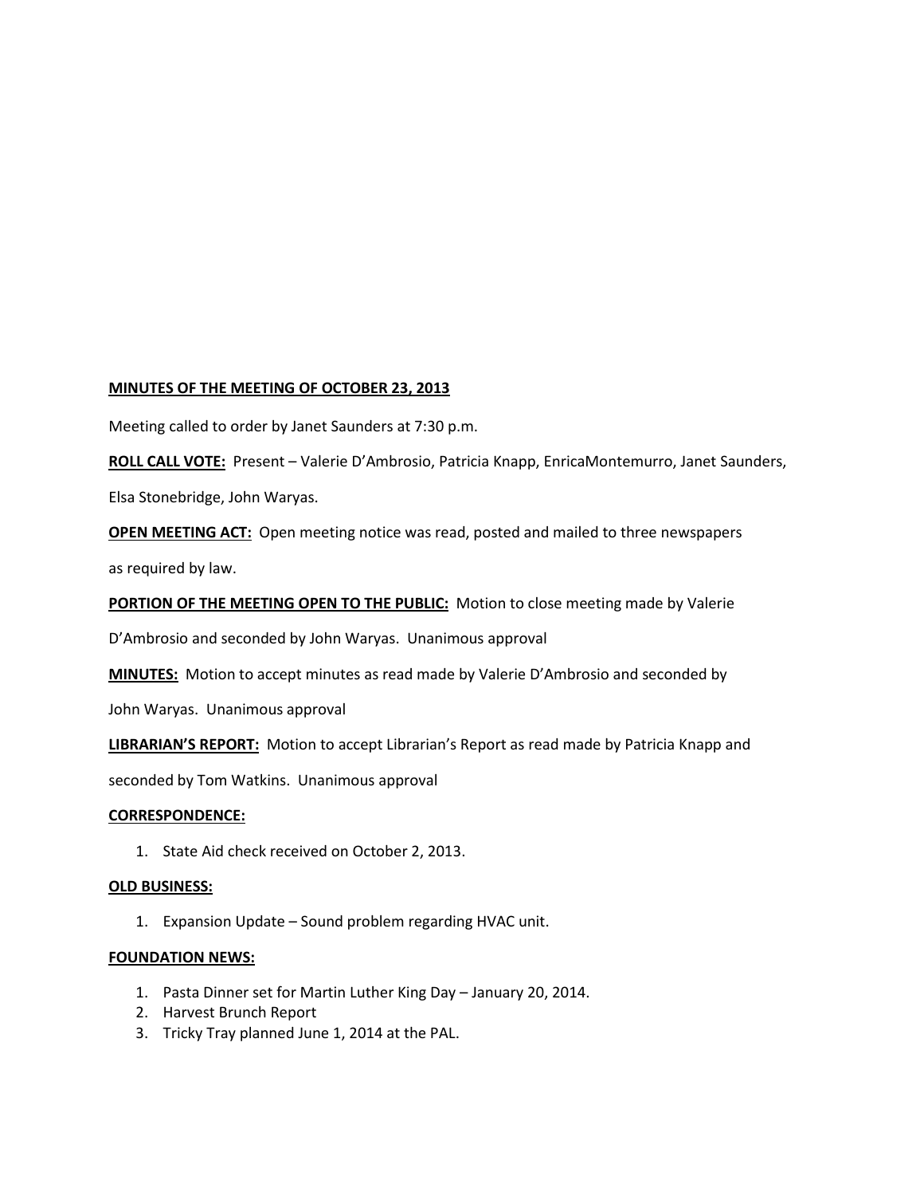**MINUTES OF THE MEETING OF OCTOBER 23, 2013**

Meeting called to order by Janet Saunders at 7:30 p.m.

**ROLL CALL VOTE:** Present – Valerie D'Ambrosio, Patricia Knapp, EnricaMontemurro, Janet Saunders, Elsa Stonebridge, John Waryas.

**OPEN MEETING ACT:** Open meeting notice was read, posted and mailed to three newspapers as required by law.

**PORTION OF THE MEETING OPEN TO THE PUBLIC:** Motion to close meeting made by Valerie D'Ambrosio and seconded by John Waryas. Unanimous approval

**MINUTES:** Motion to accept minutes as read made by Valerie D'Ambrosio and seconded by John Waryas. Unanimous approval

**LIBRARIAN'S REPORT:** Motion to accept Librarian's Report as read made by Patricia Knapp and seconded by Tom Watkins. Unanimous approval

**CORRESPONDENCE:**

1. State Aid check received on October 2, 2013.

**OLD BUSINESS:**

1. Expansion Update – Sound problem regarding HVAC unit.

**FOUNDATION NEWS:**

1. Pasta Dinner set for Martin Luther King Day – January 20, 2014.
2. Harvest Brunch Report
3. Tricky Tray planned June 1, 2014 at the PAL.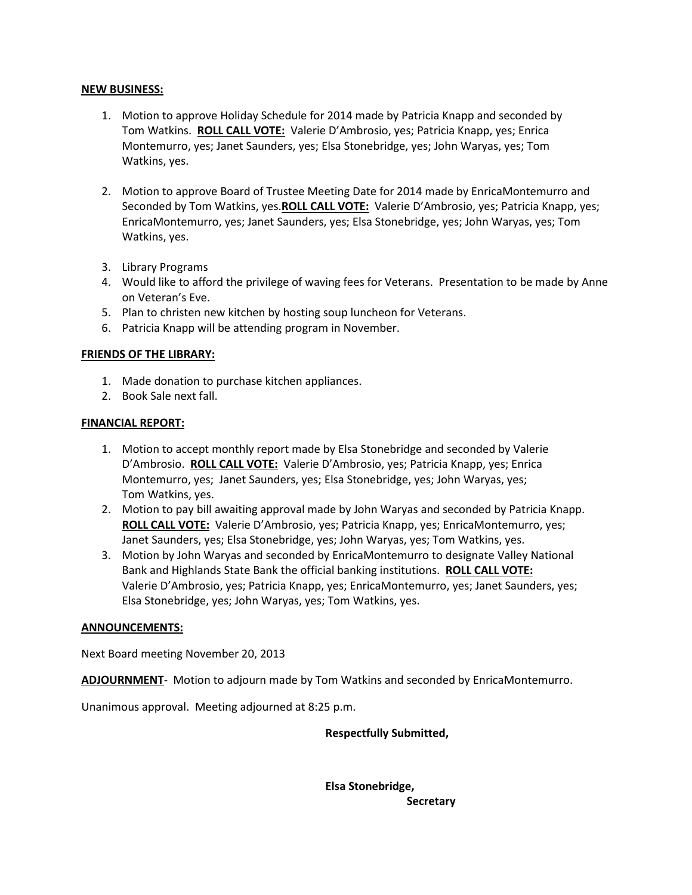**NEW BUSINESS:**

1. Motion to approve Holiday Schedule for 2014 made by Patricia Knapp and seconded by Tom Watkins. **ROLL CALL VOTE:** Valerie D'Ambrosio, yes; Patricia Knapp, yes; Enrica Montemurro, yes; Janet Saunders, yes; Elsa Stonebridge, yes; John Waryas, yes; Tom Watkins, yes.

2. Motion to approve Board of Trustee Meeting Date for 2014 made by EnricaMontemurro and Seconded by Tom Watkins, yes.**ROLL CALL VOTE:** Valerie D'Ambrosio, yes; Patricia Knapp, yes; EnricaMontemurro, yes; Janet Saunders, yes; Elsa Stonebridge, yes; John Waryas, yes; Tom Watkins, yes.

3. Library Programs
4. Would like to afford the privilege of waving fees for Veterans. Presentation to be made by Anne on Veteran's Eve.
5. Plan to christen new kitchen by hosting soup luncheon for Veterans.
6. Patricia Knapp will be attending program in November.

**FRIENDS OF THE LIBRARY:**

1. Made donation to purchase kitchen appliances.
2. Book Sale next fall.

**FINANCIAL REPORT:**

1. Motion to accept monthly report made by Elsa Stonebridge and seconded by Valerie D'Ambrosio. **ROLL CALL VOTE:** Valerie D'Ambrosio, yes; Patricia Knapp, yes; Enrica Montemurro, yes; Janet Saunders, yes; Elsa Stonebridge, yes; John Waryas, yes; Tom Watkins, yes.
2. Motion to pay bill awaiting approval made by John Waryas and seconded by Patricia Knapp. **ROLL CALL VOTE:** Valerie D'Ambrosio, yes; Patricia Knapp, yes; EnricaMontemurro, yes; Janet Saunders, yes; Elsa Stonebridge, yes; John Waryas, yes; Tom Watkins, yes.
3. Motion by John Waryas and seconded by EnricaMontemurro to designate Valley National Bank and Highlands State Bank the official banking institutions. **ROLL CALL VOTE:** Valerie D'Ambrosio, yes; Patricia Knapp, yes; EnricaMontemurro, yes; Janet Saunders, yes; Elsa Stonebridge, yes; John Waryas, yes; Tom Watkins, yes.

**ANNOUNCEMENTS:**

Next Board meeting November 20, 2013

**ADJOURNMENT**- Motion to adjourn made by Tom Watkins and seconded by EnricaMontemurro.

Unanimous approval. Meeting adjourned at 8:25 p.m.

**Respectfully Submitted,**

**Elsa Stonebridge,**
**Secretary**